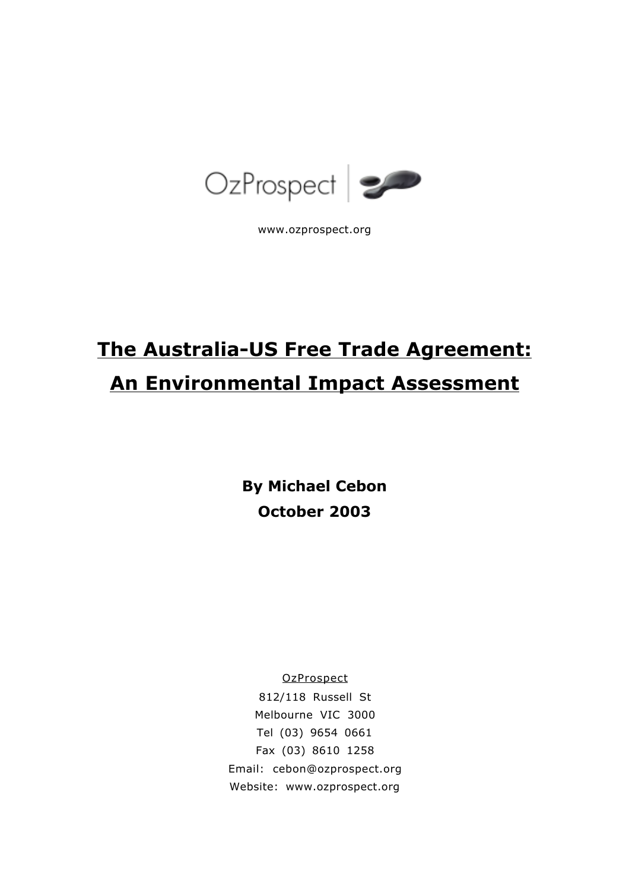OzProspect

www.ozprospect.org

# The Australia-US Free Trade Agreement: An Environmental Impact Assessment

**By Michael Cebon**

**October 2003**

OzProspect
812/118 Russell St
Melbourne VIC 3000
Tel (03) 9654 0661
Fax (03) 8610 1258
Email: cebon@ozprospect.org
Website: www.ozprospect.org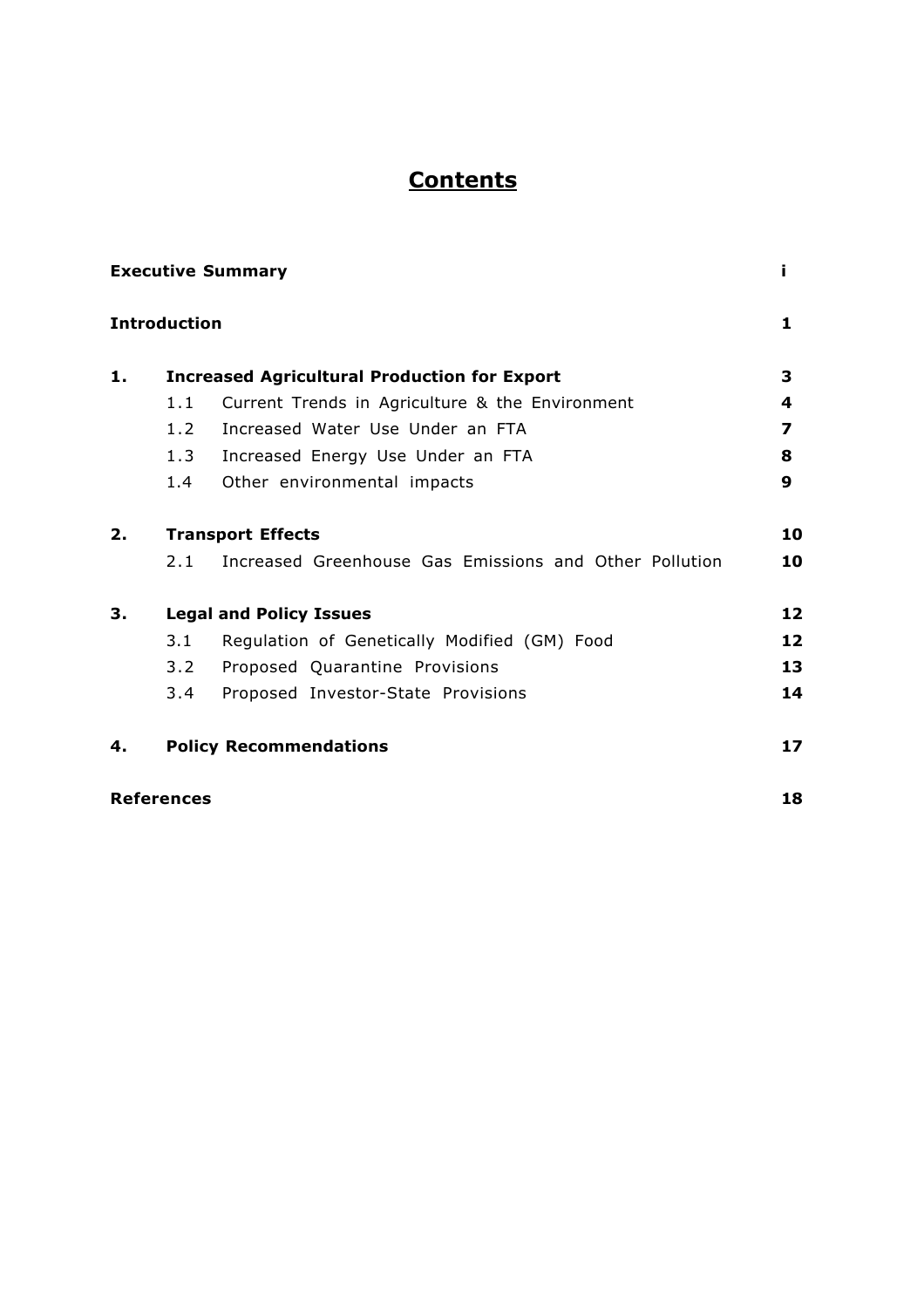# Contents

| | | |
|---|---|---|
| **Executive Summary** | | **i** |
| **Introduction** | | **1** |
| **1.** | **Increased Agricultural Production for Export** | **3** |
| | 1.1 Current Trends in Agriculture & the Environment | **4** |
| | 1.2 Increased Water Use Under an FTA | **7** |
| | 1.3 Increased Energy Use Under an FTA | **8** |
| | 1.4 Other environmental impacts | **9** |
| **2.** | **Transport Effects** | **10** |
| | 2.1 Increased Greenhouse Gas Emissions and Other Pollution | **10** |
| **3.** | **Legal and Policy Issues** | **12** |
| | 3.1 Regulation of Genetically Modified (GM) Food | **12** |
| | 3.2 Proposed Quarantine Provisions | **13** |
| | 3.4 Proposed Investor-State Provisions | **14** |
| **4.** | **Policy Recommendations** | **17** |
| **References** | | **18** |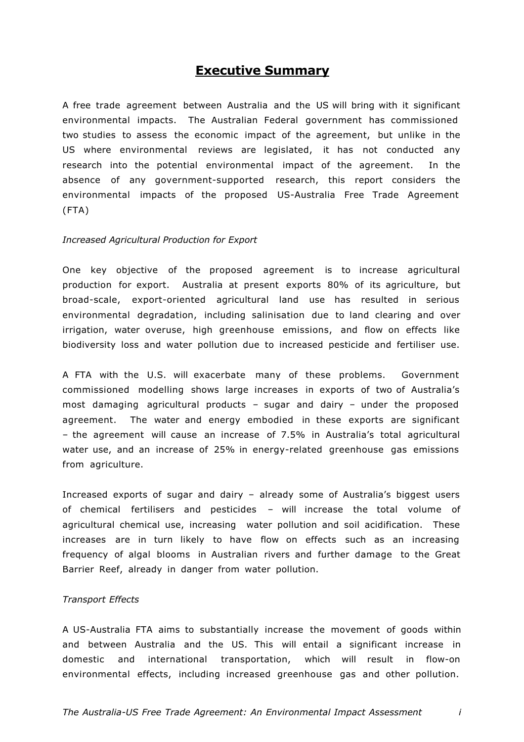# Executive Summary

A free trade agreement between Australia and the US will bring with it significant environmental impacts. The Australian Federal government has commissioned two studies to assess the economic impact of the agreement, but unlike in the US where environmental reviews are legislated, it has not conducted any research into the potential environmental impact of the agreement. In the absence of any government-supported research, this report considers the environmental impacts of the proposed US-Australia Free Trade Agreement (FTA)

*Increased Agricultural Production for Export*

One key objective of the proposed agreement is to increase agricultural production for export. Australia at present exports 80% of its agriculture, but broad-scale, export-oriented agricultural land use has resulted in serious environmental degradation, including salinisation due to land clearing and over irrigation, water overuse, high greenhouse emissions, and flow on effects like biodiversity loss and water pollution due to increased pesticide and fertiliser use.

A FTA with the U.S. will exacerbate many of these problems. Government commissioned modelling shows large increases in exports of two of Australia's most damaging agricultural products – sugar and dairy – under the proposed agreement. The water and energy embodied in these exports are significant – the agreement will cause an increase of 7.5% in Australia's total agricultural water use, and an increase of 25% in energy-related greenhouse gas emissions from agriculture.

Increased exports of sugar and dairy – already some of Australia's biggest users of chemical fertilisers and pesticides – will increase the total volume of agricultural chemical use, increasing water pollution and soil acidification. These increases are in turn likely to have flow on effects such as an increasing frequency of algal blooms in Australian rivers and further damage to the Great Barrier Reef, already in danger from water pollution.

*Transport Effects*

A US-Australia FTA aims to substantially increase the movement of goods within and between Australia and the US. This will entail a significant increase in domestic and international transportation, which will result in flow-on environmental effects, including increased greenhouse gas and other pollution.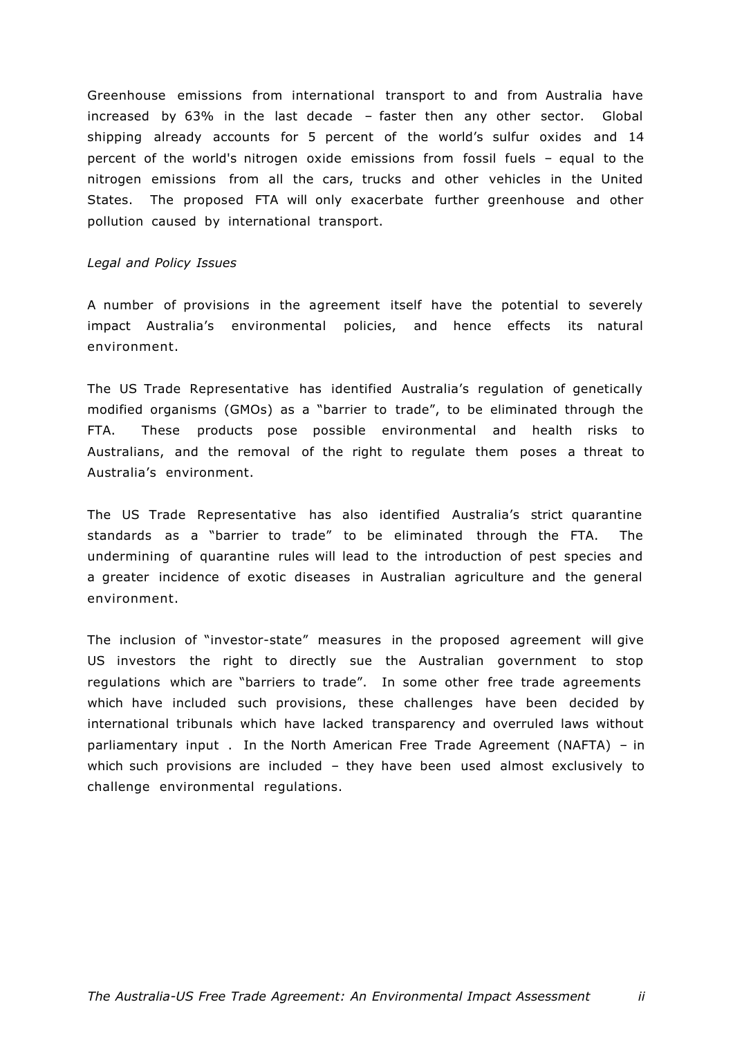Greenhouse emissions from international transport to and from Australia have increased by 63% in the last decade – faster then any other sector. Global shipping already accounts for 5 percent of the world's sulfur oxides and 14 percent of the world's nitrogen oxide emissions from fossil fuels – equal to the nitrogen emissions from all the cars, trucks and other vehicles in the United States. The proposed FTA will only exacerbate further greenhouse and other pollution caused by international transport.

*Legal and Policy Issues*

A number of provisions in the agreement itself have the potential to severely impact Australia's environmental policies, and hence effects its natural environment.

The US Trade Representative has identified Australia's regulation of genetically modified organisms (GMOs) as a "barrier to trade", to be eliminated through the FTA. These products pose possible environmental and health risks to Australians, and the removal of the right to regulate them poses a threat to Australia's environment.

The US Trade Representative has also identified Australia's strict quarantine standards as a "barrier to trade" to be eliminated through the FTA. The undermining of quarantine rules will lead to the introduction of pest species and a greater incidence of exotic diseases in Australian agriculture and the general environment.

The inclusion of "investor-state" measures in the proposed agreement will give US investors the right to directly sue the Australian government to stop regulations which are "barriers to trade". In some other free trade agreements which have included such provisions, these challenges have been decided by international tribunals which have lacked transparency and overruled laws without parliamentary input . In the North American Free Trade Agreement (NAFTA) – in which such provisions are included – they have been used almost exclusively to challenge environmental regulations.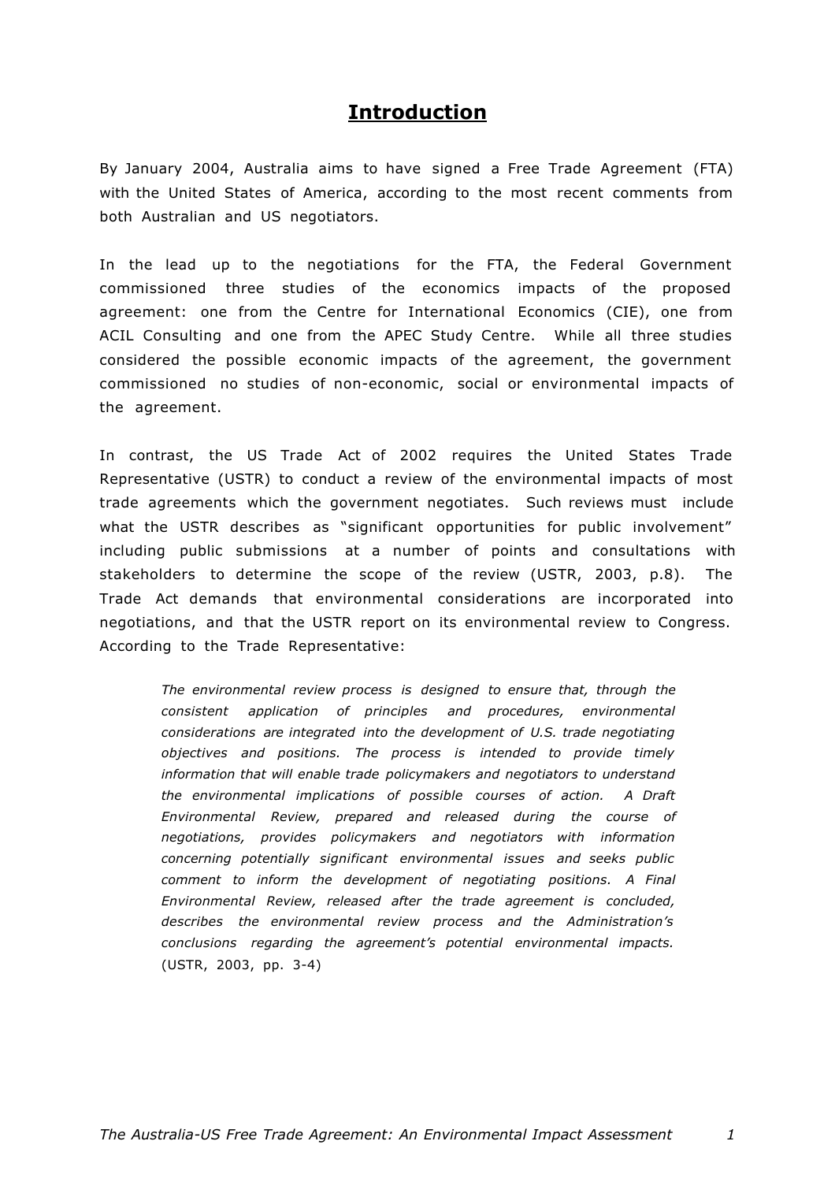# Introduction

By January 2004, Australia aims to have signed a Free Trade Agreement (FTA) with the United States of America, according to the most recent comments from both Australian and US negotiators.

In the lead up to the negotiations for the FTA, the Federal Government commissioned three studies of the economics impacts of the proposed agreement: one from the Centre for International Economics (CIE), one from ACIL Consulting and one from the APEC Study Centre. While all three studies considered the possible economic impacts of the agreement, the government commissioned no studies of non-economic, social or environmental impacts of the agreement.

In contrast, the US Trade Act of 2002 requires the United States Trade Representative (USTR) to conduct a review of the environmental impacts of most trade agreements which the government negotiates. Such reviews must include what the USTR describes as "significant opportunities for public involvement" including public submissions at a number of points and consultations with stakeholders to determine the scope of the review (USTR, 2003, p.8). The Trade Act demands that environmental considerations are incorporated into negotiations, and that the USTR report on its environmental review to Congress. According to the Trade Representative:

> *The environmental review process is designed to ensure that, through the consistent application of principles and procedures, environmental considerations are integrated into the development of U.S. trade negotiating objectives and positions. The process is intended to provide timely information that will enable trade policymakers and negotiators to understand the environmental implications of possible courses of action. A Draft Environmental Review, prepared and released during the course of negotiations, provides policymakers and negotiators with information concerning potentially significant environmental issues and seeks public comment to inform the development of negotiating positions. A Final Environmental Review, released after the trade agreement is concluded, describes the environmental review process and the Administration's conclusions regarding the agreement's potential environmental impacts.* (USTR, 2003, pp. 3-4)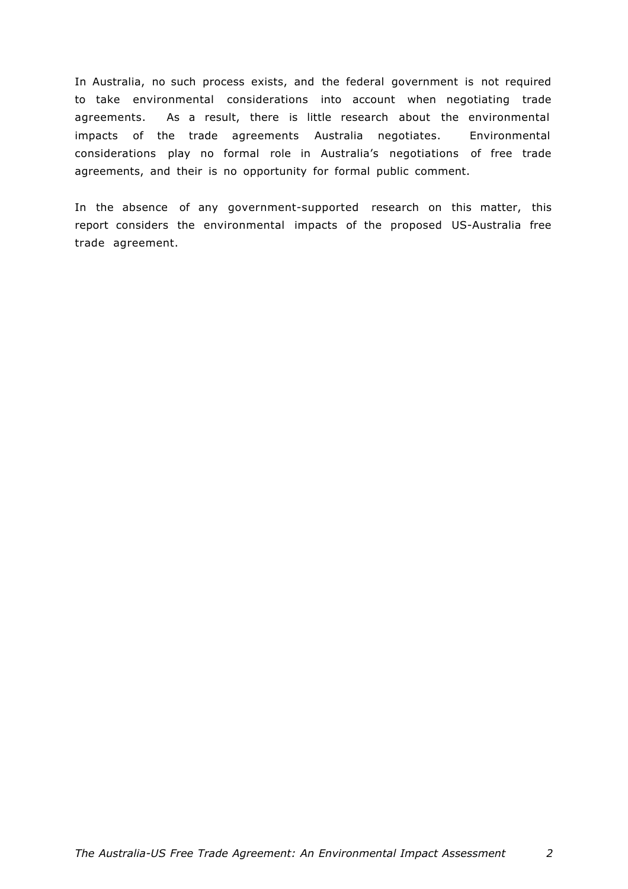In Australia, no such process exists, and the federal government is not required to take environmental considerations into account when negotiating trade agreements. As a result, there is little research about the environmental impacts of the trade agreements Australia negotiates. Environmental considerations play no formal role in Australia's negotiations of free trade agreements, and their is no opportunity for formal public comment.

In the absence of any government-supported research on this matter, this report considers the environmental impacts of the proposed US-Australia free trade agreement.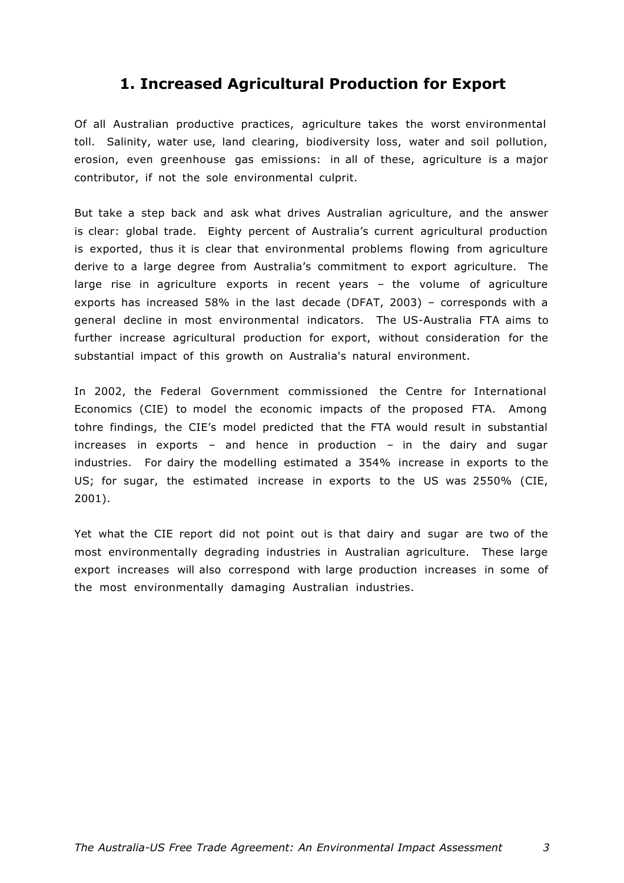# 1. Increased Agricultural Production for Export

Of all Australian productive practices, agriculture takes the worst environmental toll. Salinity, water use, land clearing, biodiversity loss, water and soil pollution, erosion, even greenhouse gas emissions: in all of these, agriculture is a major contributor, if not the sole environmental culprit.

But take a step back and ask what drives Australian agriculture, and the answer is clear: global trade. Eighty percent of Australia's current agricultural production is exported, thus it is clear that environmental problems flowing from agriculture derive to a large degree from Australia's commitment to export agriculture. The large rise in agriculture exports in recent years – the volume of agriculture exports has increased 58% in the last decade (DFAT, 2003) – corresponds with a general decline in most environmental indicators. The US-Australia FTA aims to further increase agricultural production for export, without consideration for the substantial impact of this growth on Australia's natural environment.

In 2002, the Federal Government commissioned the Centre for International Economics (CIE) to model the economic impacts of the proposed FTA. Among tohre findings, the CIE's model predicted that the FTA would result in substantial increases in exports – and hence in production – in the dairy and sugar industries. For dairy the modelling estimated a 354% increase in exports to the US; for sugar, the estimated increase in exports to the US was 2550% (CIE, 2001).

Yet what the CIE report did not point out is that dairy and sugar are two of the most environmentally degrading industries in Australian agriculture. These large export increases will also correspond with large production increases in some of the most environmentally damaging Australian industries.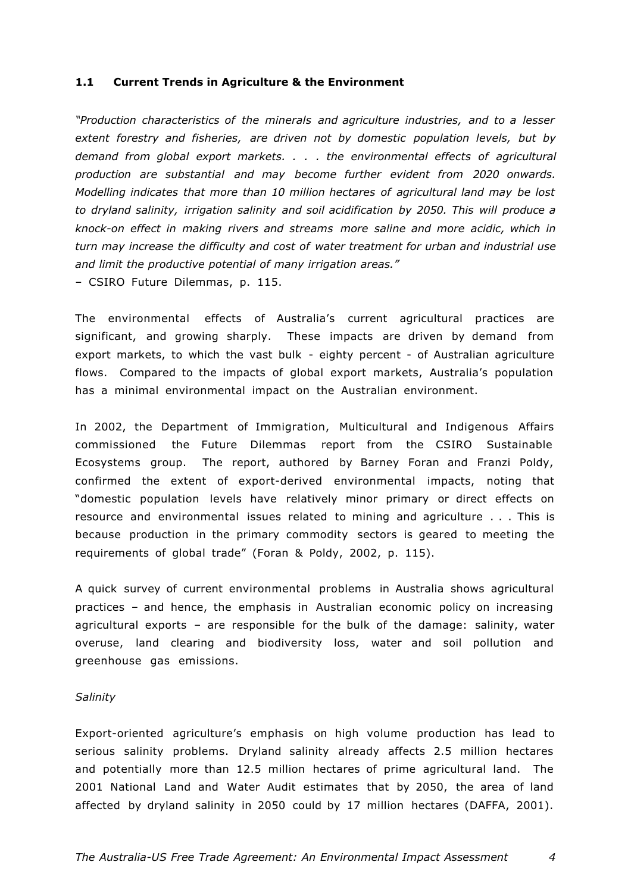### 1.1 Current Trends in Agriculture & the Environment

*"Production characteristics of the minerals and agriculture industries, and to a lesser extent forestry and fisheries, are driven not by domestic population levels, but by demand from global export markets. . . . the environmental effects of agricultural production are substantial and may become further evident from 2020 onwards. Modelling indicates that more than 10 million hectares of agricultural land may be lost to dryland salinity, irrigation salinity and soil acidification by 2050. This will produce a knock-on effect in making rivers and streams more saline and more acidic, which in turn may increase the difficulty and cost of water treatment for urban and industrial use and limit the productive potential of many irrigation areas."*

– CSIRO Future Dilemmas, p. 115.

The environmental effects of Australia's current agricultural practices are significant, and growing sharply. These impacts are driven by demand from export markets, to which the vast bulk - eighty percent - of Australian agriculture flows. Compared to the impacts of global export markets, Australia's population has a minimal environmental impact on the Australian environment.

In 2002, the Department of Immigration, Multicultural and Indigenous Affairs commissioned the Future Dilemmas report from the CSIRO Sustainable Ecosystems group. The report, authored by Barney Foran and Franzi Poldy, confirmed the extent of export-derived environmental impacts, noting that "domestic population levels have relatively minor primary or direct effects on resource and environmental issues related to mining and agriculture . . . This is because production in the primary commodity sectors is geared to meeting the requirements of global trade" (Foran & Poldy, 2002, p. 115).

A quick survey of current environmental problems in Australia shows agricultural practices – and hence, the emphasis in Australian economic policy on increasing agricultural exports – are responsible for the bulk of the damage: salinity, water overuse, land clearing and biodiversity loss, water and soil pollution and greenhouse gas emissions.

*Salinity*

Export-oriented agriculture's emphasis on high volume production has lead to serious salinity problems. Dryland salinity already affects 2.5 million hectares and potentially more than 12.5 million hectares of prime agricultural land. The 2001 National Land and Water Audit estimates that by 2050, the area of land affected by dryland salinity in 2050 could by 17 million hectares (DAFFA, 2001).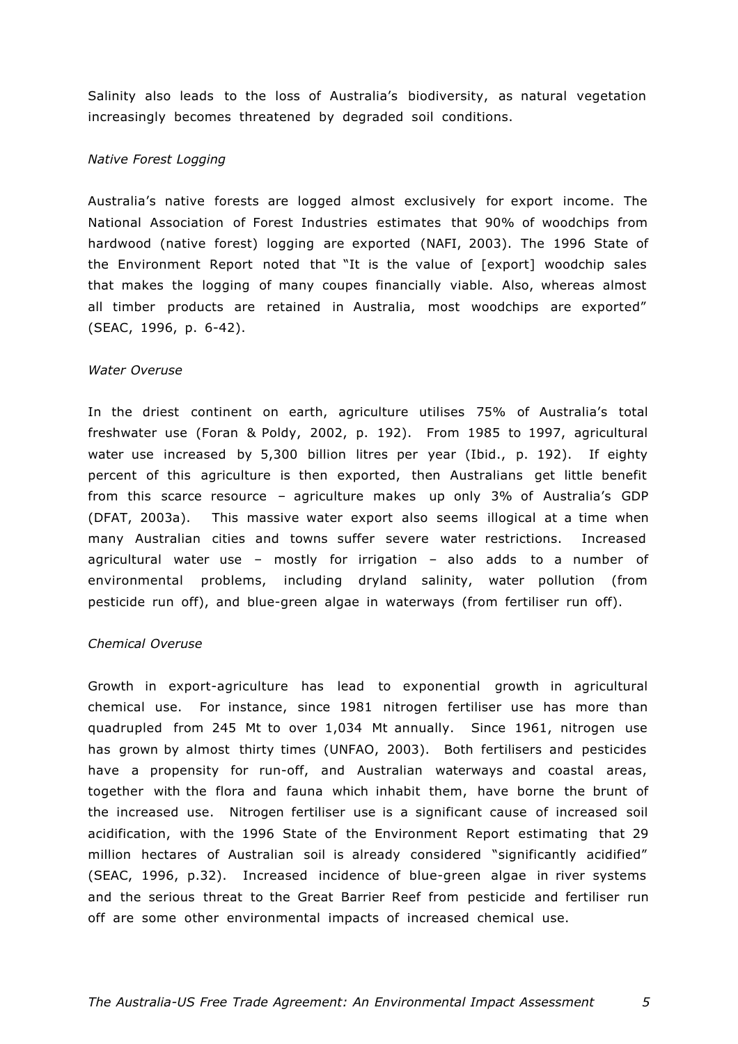Salinity also leads to the loss of Australia's biodiversity, as natural vegetation increasingly becomes threatened by degraded soil conditions.

*Native Forest Logging*

Australia's native forests are logged almost exclusively for export income. The National Association of Forest Industries estimates that 90% of woodchips from hardwood (native forest) logging are exported (NAFI, 2003). The 1996 State of the Environment Report noted that "It is the value of [export] woodchip sales that makes the logging of many coupes financially viable. Also, whereas almost all timber products are retained in Australia, most woodchips are exported" (SEAC, 1996, p. 6-42).

*Water Overuse*

In the driest continent on earth, agriculture utilises 75% of Australia's total freshwater use (Foran & Poldy, 2002, p. 192). From 1985 to 1997, agricultural water use increased by 5,300 billion litres per year (Ibid., p. 192). If eighty percent of this agriculture is then exported, then Australians get little benefit from this scarce resource – agriculture makes up only 3% of Australia's GDP (DFAT, 2003a). This massive water export also seems illogical at a time when many Australian cities and towns suffer severe water restrictions. Increased agricultural water use – mostly for irrigation – also adds to a number of environmental problems, including dryland salinity, water pollution (from pesticide run off), and blue-green algae in waterways (from fertiliser run off).

*Chemical Overuse*

Growth in export-agriculture has lead to exponential growth in agricultural chemical use. For instance, since 1981 nitrogen fertiliser use has more than quadrupled from 245 Mt to over 1,034 Mt annually. Since 1961, nitrogen use has grown by almost thirty times (UNFAO, 2003). Both fertilisers and pesticides have a propensity for run-off, and Australian waterways and coastal areas, together with the flora and fauna which inhabit them, have borne the brunt of the increased use. Nitrogen fertiliser use is a significant cause of increased soil acidification, with the 1996 State of the Environment Report estimating that 29 million hectares of Australian soil is already considered "significantly acidified" (SEAC, 1996, p.32). Increased incidence of blue-green algae in river systems and the serious threat to the Great Barrier Reef from pesticide and fertiliser run off are some other environmental impacts of increased chemical use.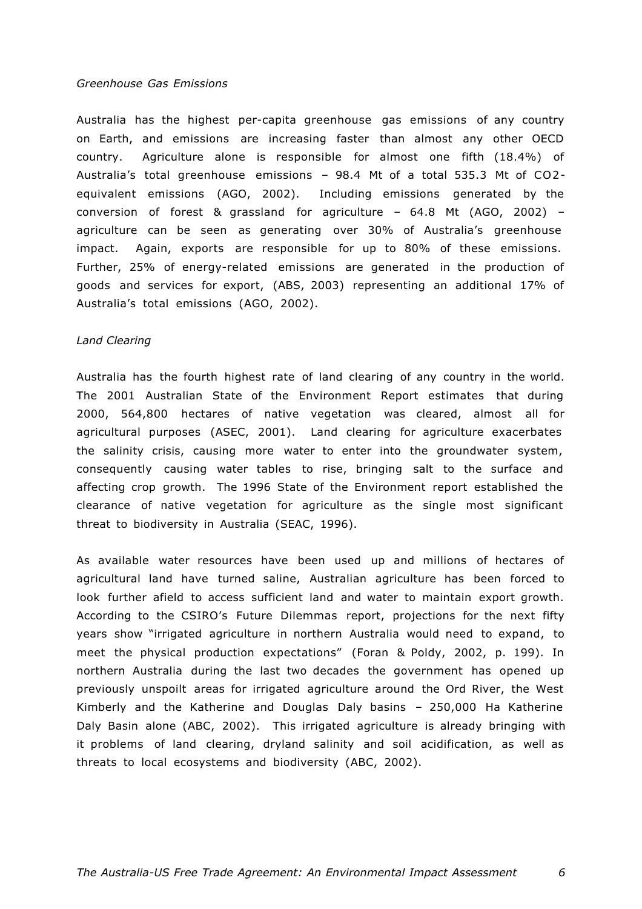*Greenhouse Gas Emissions*

Australia has the highest per-capita greenhouse gas emissions of any country on Earth, and emissions are increasing faster than almost any other OECD country. Agriculture alone is responsible for almost one fifth (18.4%) of Australia's total greenhouse emissions – 98.4 Mt of a total 535.3 Mt of $CO_2$-equivalent emissions (AGO, 2002). Including emissions generated by the conversion of forest & grassland for agriculture – 64.8 Mt (AGO, 2002) – agriculture can be seen as generating over 30% of Australia's greenhouse impact. Again, exports are responsible for up to 80% of these emissions. Further, 25% of energy-related emissions are generated in the production of goods and services for export, (ABS, 2003) representing an additional 17% of Australia's total emissions (AGO, 2002).

*Land Clearing*

Australia has the fourth highest rate of land clearing of any country in the world. The 2001 Australian State of the Environment Report estimates that during 2000, 564,800 hectares of native vegetation was cleared, almost all for agricultural purposes (ASEC, 2001). Land clearing for agriculture exacerbates the salinity crisis, causing more water to enter into the groundwater system, consequently causing water tables to rise, bringing salt to the surface and affecting crop growth. The 1996 State of the Environment report established the clearance of native vegetation for agriculture as the single most significant threat to biodiversity in Australia (SEAC, 1996).

As available water resources have been used up and millions of hectares of agricultural land have turned saline, Australian agriculture has been forced to look further afield to access sufficient land and water to maintain export growth. According to the CSIRO's Future Dilemmas report, projections for the next fifty years show "irrigated agriculture in northern Australia would need to expand, to meet the physical production expectations" (Foran & Poldy, 2002, p. 199). In northern Australia during the last two decades the government has opened up previously unspoilt areas for irrigated agriculture around the Ord River, the West Kimberly and the Katherine and Douglas Daly basins – 250,000 Ha Katherine Daly Basin alone (ABC, 2002). This irrigated agriculture is already bringing with it problems of land clearing, dryland salinity and soil acidification, as well as threats to local ecosystems and biodiversity (ABC, 2002).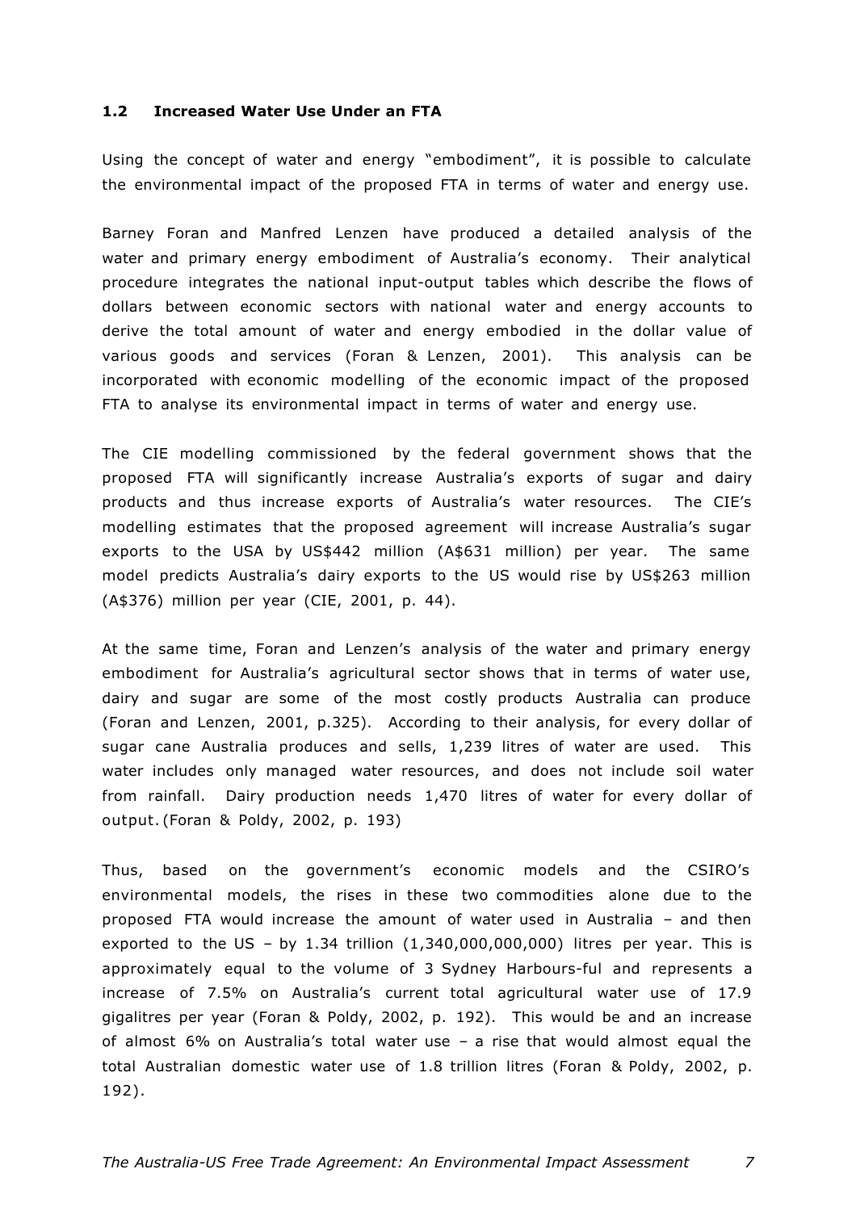### 1.2 Increased Water Use Under an FTA

Using the concept of water and energy "embodiment", it is possible to calculate the environmental impact of the proposed FTA in terms of water and energy use.

Barney Foran and Manfred Lenzen have produced a detailed analysis of the water and primary energy embodiment of Australia's economy. Their analytical procedure integrates the national input-output tables which describe the flows of dollars between economic sectors with national water and energy accounts to derive the total amount of water and energy embodied in the dollar value of various goods and services (Foran & Lenzen, 2001). This analysis can be incorporated with economic modelling of the economic impact of the proposed FTA to analyse its environmental impact in terms of water and energy use.

The CIE modelling commissioned by the federal government shows that the proposed FTA will significantly increase Australia's exports of sugar and dairy products and thus increase exports of Australia's water resources. The CIE's modelling estimates that the proposed agreement will increase Australia's sugar exports to the USA by US$442 million (A$631 million) per year. The same model predicts Australia's dairy exports to the US would rise by US$263 million (A$376) million per year (CIE, 2001, p. 44).

At the same time, Foran and Lenzen's analysis of the water and primary energy embodiment for Australia's agricultural sector shows that in terms of water use, dairy and sugar are some of the most costly products Australia can produce (Foran and Lenzen, 2001, p.325). According to their analysis, for every dollar of sugar cane Australia produces and sells, 1,239 litres of water are used. This water includes only managed water resources, and does not include soil water from rainfall. Dairy production needs 1,470 litres of water for every dollar of output. (Foran & Poldy, 2002, p. 193)

Thus, based on the government's economic models and the CSIRO's environmental models, the rises in these two commodities alone due to the proposed FTA would increase the amount of water used in Australia – and then exported to the US – by 1.34 trillion (1,340,000,000,000) litres per year. This is approximately equal to the volume of 3 Sydney Harbours-ful and represents a increase of 7.5% on Australia's current total agricultural water use of 17.9 gigalitres per year (Foran & Poldy, 2002, p. 192). This would be and an increase of almost 6% on Australia's total water use – a rise that would almost equal the total Australian domestic water use of 1.8 trillion litres (Foran & Poldy, 2002, p. 192).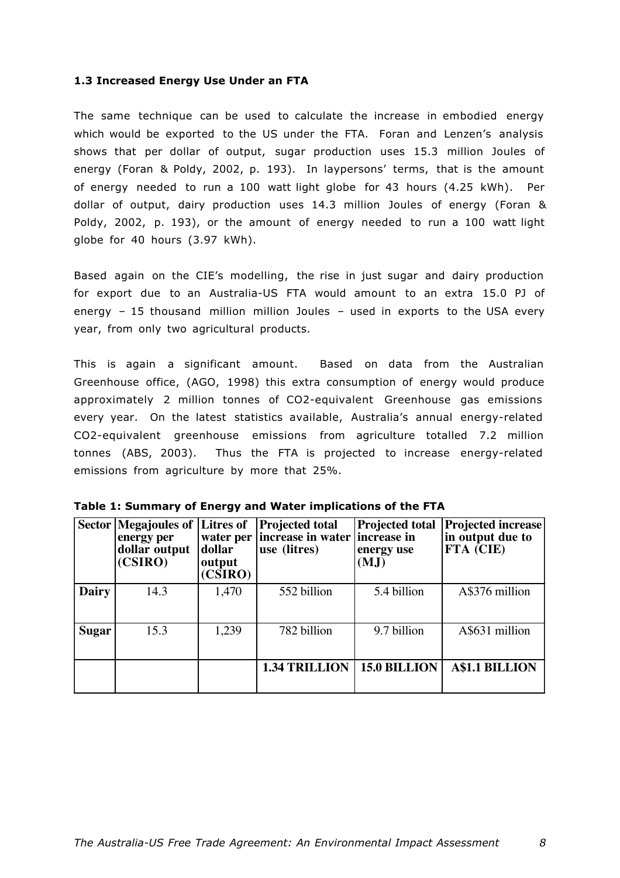### 1.3 Increased Energy Use Under an FTA

The same technique can be used to calculate the increase in embodied energy which would be exported to the US under the FTA. Foran and Lenzen's analysis shows that per dollar of output, sugar production uses 15.3 million Joules of energy (Foran & Poldy, 2002, p. 193). In laypersons' terms, that is the amount of energy needed to run a 100 watt light globe for 43 hours (4.25 kWh). Per dollar of output, dairy production uses 14.3 million Joules of energy (Foran & Poldy, 2002, p. 193), or the amount of energy needed to run a 100 watt light globe for 40 hours (3.97 kWh).

Based again on the CIE's modelling, the rise in just sugar and dairy production for export due to an Australia-US FTA would amount to an extra 15.0 PJ of energy – 15 thousand million million Joules – used in exports to the USA every year, from only two agricultural products.

This is again a significant amount. Based on data from the Australian Greenhouse office, (AGO, 1998) this extra consumption of energy would produce approximately 2 million tonnes of CO2-equivalent Greenhouse gas emissions every year. On the latest statistics available, Australia's annual energy-related CO2-equivalent greenhouse emissions from agriculture totalled 7.2 million tonnes (ABS, 2003). Thus the FTA is projected to increase energy-related emissions from agriculture by more that 25%.

**Table 1: Summary of Energy and Water implications of the FTA**

| Sector | Megajoules of energy per dollar output (CSIRO) | Litres of water per dollar output (CSIRO) | Projected total increase in water use (litres) | Projected total increase in energy use (MJ) | Projected increase in output due to FTA (CIE) |
|---|---|---|---|---|---|
| **Dairy** | 14.3 | 1,470 | 552 billion | 5.4 billion | A$376 million |
| **Sugar** | 15.3 | 1,239 | 782 billion | 9.7 billion | A$631 million |
| | | | **1.34 TRILLION** | **15.0 BILLION** | **A$1.1 BILLION** |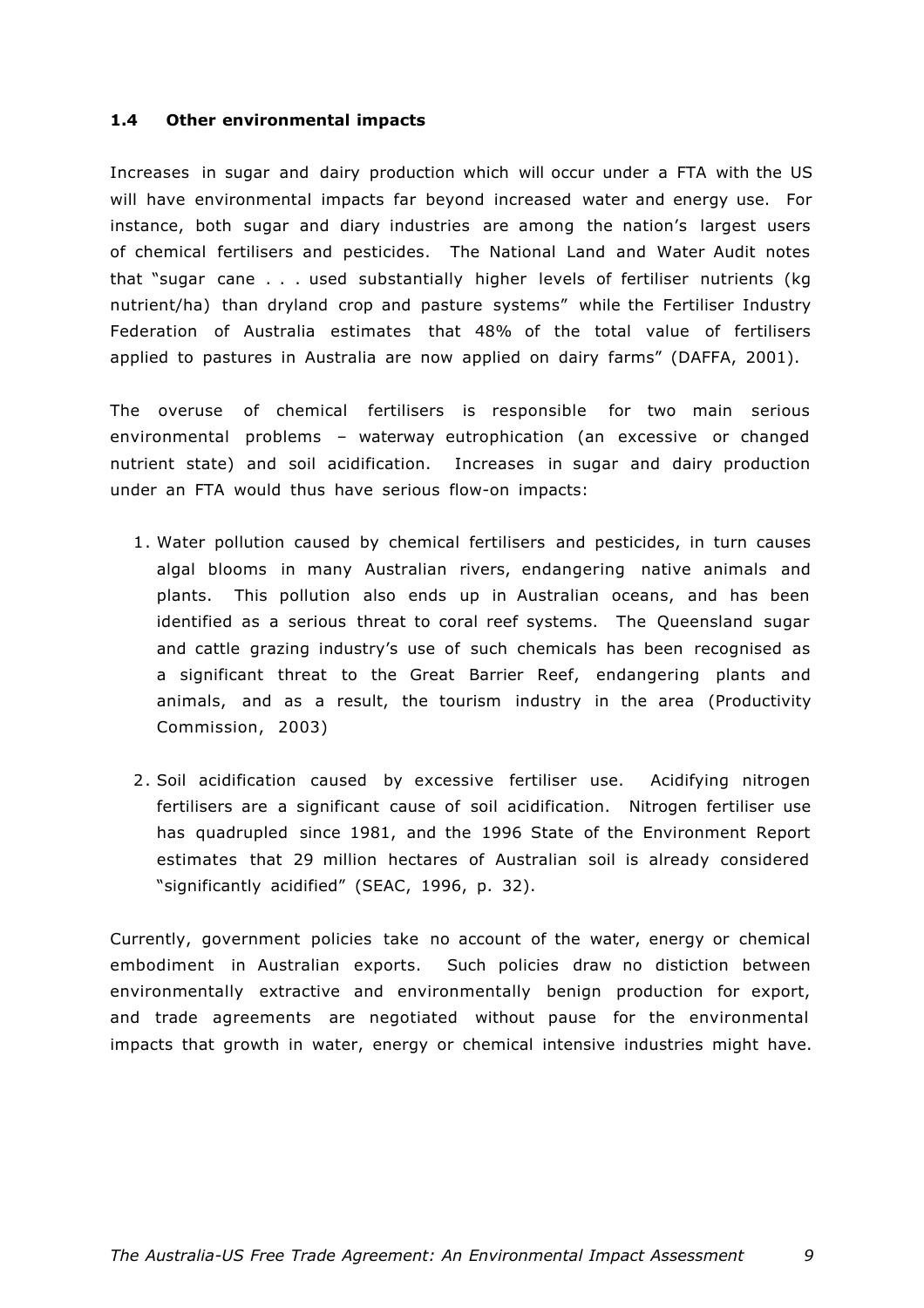### 1.4 Other environmental impacts

Increases in sugar and dairy production which will occur under a FTA with the US will have environmental impacts far beyond increased water and energy use. For instance, both sugar and diary industries are among the nation's largest users of chemical fertilisers and pesticides. The National Land and Water Audit notes that "sugar cane . . . used substantially higher levels of fertiliser nutrients (kg nutrient/ha) than dryland crop and pasture systems" while the Fertiliser Industry Federation of Australia estimates that 48% of the total value of fertilisers applied to pastures in Australia are now applied on dairy farms" (DAFFA, 2001).

The overuse of chemical fertilisers is responsible for two main serious environmental problems – waterway eutrophication (an excessive or changed nutrient state) and soil acidification. Increases in sugar and dairy production under an FTA would thus have serious flow-on impacts:

1. Water pollution caused by chemical fertilisers and pesticides, in turn causes algal blooms in many Australian rivers, endangering native animals and plants. This pollution also ends up in Australian oceans, and has been identified as a serious threat to coral reef systems. The Queensland sugar and cattle grazing industry's use of such chemicals has been recognised as a significant threat to the Great Barrier Reef, endangering plants and animals, and as a result, the tourism industry in the area (Productivity Commission, 2003)

2. Soil acidification caused by excessive fertiliser use. Acidifying nitrogen fertilisers are a significant cause of soil acidification. Nitrogen fertiliser use has quadrupled since 1981, and the 1996 State of the Environment Report estimates that 29 million hectares of Australian soil is already considered "significantly acidified" (SEAC, 1996, p. 32).

Currently, government policies take no account of the water, energy or chemical embodiment in Australian exports. Such policies draw no distiction between environmentally extractive and environmentally benign production for export, and trade agreements are negotiated without pause for the environmental impacts that growth in water, energy or chemical intensive industries might have.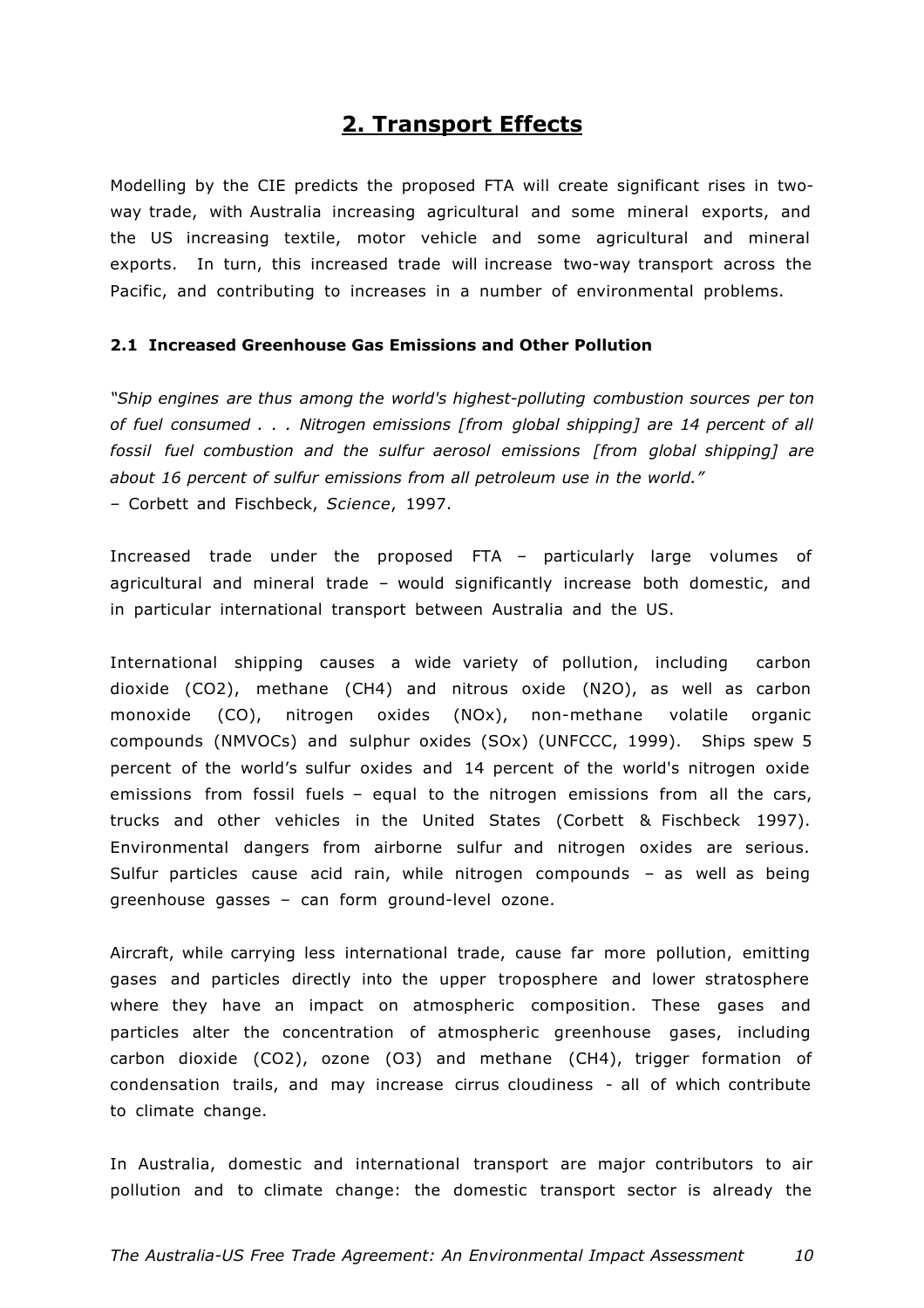# 2. Transport Effects

Modelling by the CIE predicts the proposed FTA will create significant rises in two-way trade, with Australia increasing agricultural and some mineral exports, and the US increasing textile, motor vehicle and some agricultural and mineral exports. In turn, this increased trade will increase two-way transport across the Pacific, and contributing to increases in a number of environmental problems.

### 2.1 Increased Greenhouse Gas Emissions and Other Pollution

*"Ship engines are thus among the world's highest-polluting combustion sources per ton of fuel consumed . . . Nitrogen emissions [from global shipping] are 14 percent of all fossil fuel combustion and the sulfur aerosol emissions [from global shipping] are about 16 percent of sulfur emissions from all petroleum use in the world."*
– Corbett and Fischbeck, *Science*, 1997.

Increased trade under the proposed FTA – particularly large volumes of agricultural and mineral trade – would significantly increase both domestic, and in particular international transport between Australia and the US.

International shipping causes a wide variety of pollution, including carbon dioxide ($CO_2$), methane ($CH_4$) and nitrous oxide ($N_2O$), as well as carbon monoxide (CO), nitrogen oxides ($NO_x$), non-methane volatile organic compounds (NMVOCs) and sulphur oxides ($SO_x$) (UNFCCC, 1999). Ships spew 5 percent of the world's sulfur oxides and 14 percent of the world's nitrogen oxide emissions from fossil fuels – equal to the nitrogen emissions from all the cars, trucks and other vehicles in the United States (Corbett & Fischbeck 1997). Environmental dangers from airborne sulfur and nitrogen oxides are serious. Sulfur particles cause acid rain, while nitrogen compounds – as well as being greenhouse gasses – can form ground-level ozone.

Aircraft, while carrying less international trade, cause far more pollution, emitting gases and particles directly into the upper troposphere and lower stratosphere where they have an impact on atmospheric composition. These gases and particles alter the concentration of atmospheric greenhouse gases, including carbon dioxide ($CO_2$), ozone ($O_3$) and methane ($CH_4$), trigger formation of condensation trails, and may increase cirrus cloudiness - all of which contribute to climate change.

In Australia, domestic and international transport are major contributors to air pollution and to climate change: the domestic transport sector is already the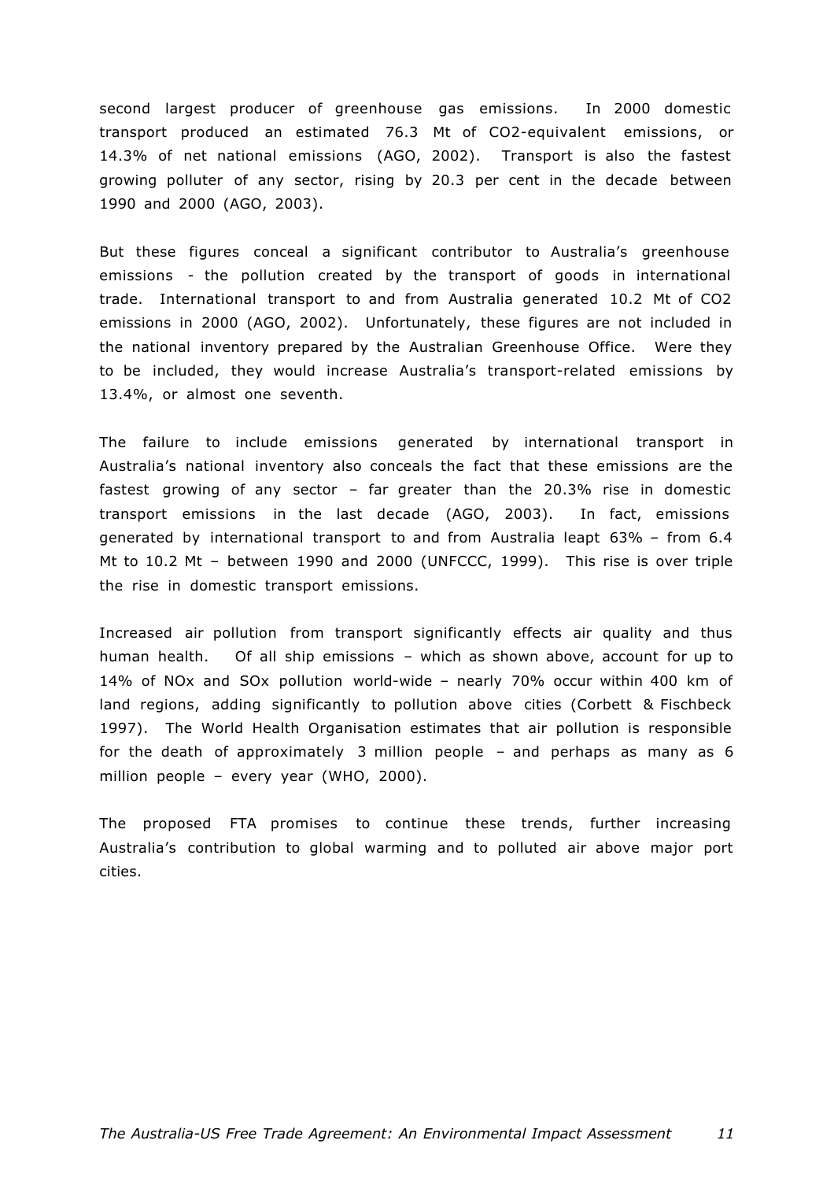second largest producer of greenhouse gas emissions. In 2000 domestic transport produced an estimated 76.3 Mt of $CO_2$-equivalent emissions, or 14.3% of net national emissions (AGO, 2002). Transport is also the fastest growing polluter of any sector, rising by 20.3 per cent in the decade between 1990 and 2000 (AGO, 2003).

But these figures conceal a significant contributor to Australia's greenhouse emissions - the pollution created by the transport of goods in international trade. International transport to and from Australia generated 10.2 Mt of $CO_2$ emissions in 2000 (AGO, 2002). Unfortunately, these figures are not included in the national inventory prepared by the Australian Greenhouse Office. Were they to be included, they would increase Australia's transport-related emissions by 13.4%, or almost one seventh.

The failure to include emissions generated by international transport in Australia's national inventory also conceals the fact that these emissions are the fastest growing of any sector – far greater than the 20.3% rise in domestic transport emissions in the last decade (AGO, 2003). In fact, emissions generated by international transport to and from Australia leapt 63% – from 6.4 Mt to 10.2 Mt – between 1990 and 2000 (UNFCCC, 1999). This rise is over triple the rise in domestic transport emissions.

Increased air pollution from transport significantly effects air quality and thus human health. Of all ship emissions – which as shown above, account for up to 14% of $NO_x$ and $SO_x$ pollution world-wide – nearly 70% occur within 400 km of land regions, adding significantly to pollution above cities (Corbett & Fischbeck 1997). The World Health Organisation estimates that air pollution is responsible for the death of approximately 3 million people – and perhaps as many as 6 million people – every year (WHO, 2000).

The proposed FTA promises to continue these trends, further increasing Australia's contribution to global warming and to polluted air above major port cities.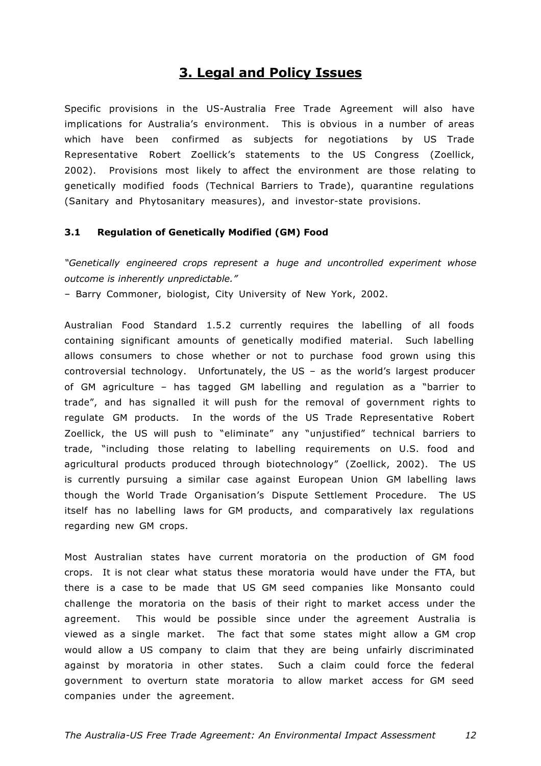# 3. Legal and Policy Issues

Specific provisions in the US-Australia Free Trade Agreement will also have implications for Australia's environment. This is obvious in a number of areas which have been confirmed as subjects for negotiations by US Trade Representative Robert Zoellick's statements to the US Congress (Zoellick, 2002). Provisions most likely to affect the environment are those relating to genetically modified foods (Technical Barriers to Trade), quarantine regulations (Sanitary and Phytosanitary measures), and investor-state provisions.

### 3.1 Regulation of Genetically Modified (GM) Food

*"Genetically engineered crops represent a huge and uncontrolled experiment whose outcome is inherently unpredictable."*

– Barry Commoner, biologist, City University of New York, 2002.

Australian Food Standard 1.5.2 currently requires the labelling of all foods containing significant amounts of genetically modified material. Such labelling allows consumers to chose whether or not to purchase food grown using this controversial technology. Unfortunately, the US – as the world's largest producer of GM agriculture – has tagged GM labelling and regulation as a "barrier to trade", and has signalled it will push for the removal of government rights to regulate GM products. In the words of the US Trade Representative Robert Zoellick, the US will push to "eliminate" any "unjustified" technical barriers to trade, "including those relating to labelling requirements on U.S. food and agricultural products produced through biotechnology" (Zoellick, 2002). The US is currently pursuing a similar case against European Union GM labelling laws though the World Trade Organisation's Dispute Settlement Procedure. The US itself has no labelling laws for GM products, and comparatively lax regulations regarding new GM crops.

Most Australian states have current moratoria on the production of GM food crops. It is not clear what status these moratoria would have under the FTA, but there is a case to be made that US GM seed companies like Monsanto could challenge the moratoria on the basis of their right to market access under the agreement. This would be possible since under the agreement Australia is viewed as a single market. The fact that some states might allow a GM crop would allow a US company to claim that they are being unfairly discriminated against by moratoria in other states. Such a claim could force the federal government to overturn state moratoria to allow market access for GM seed companies under the agreement.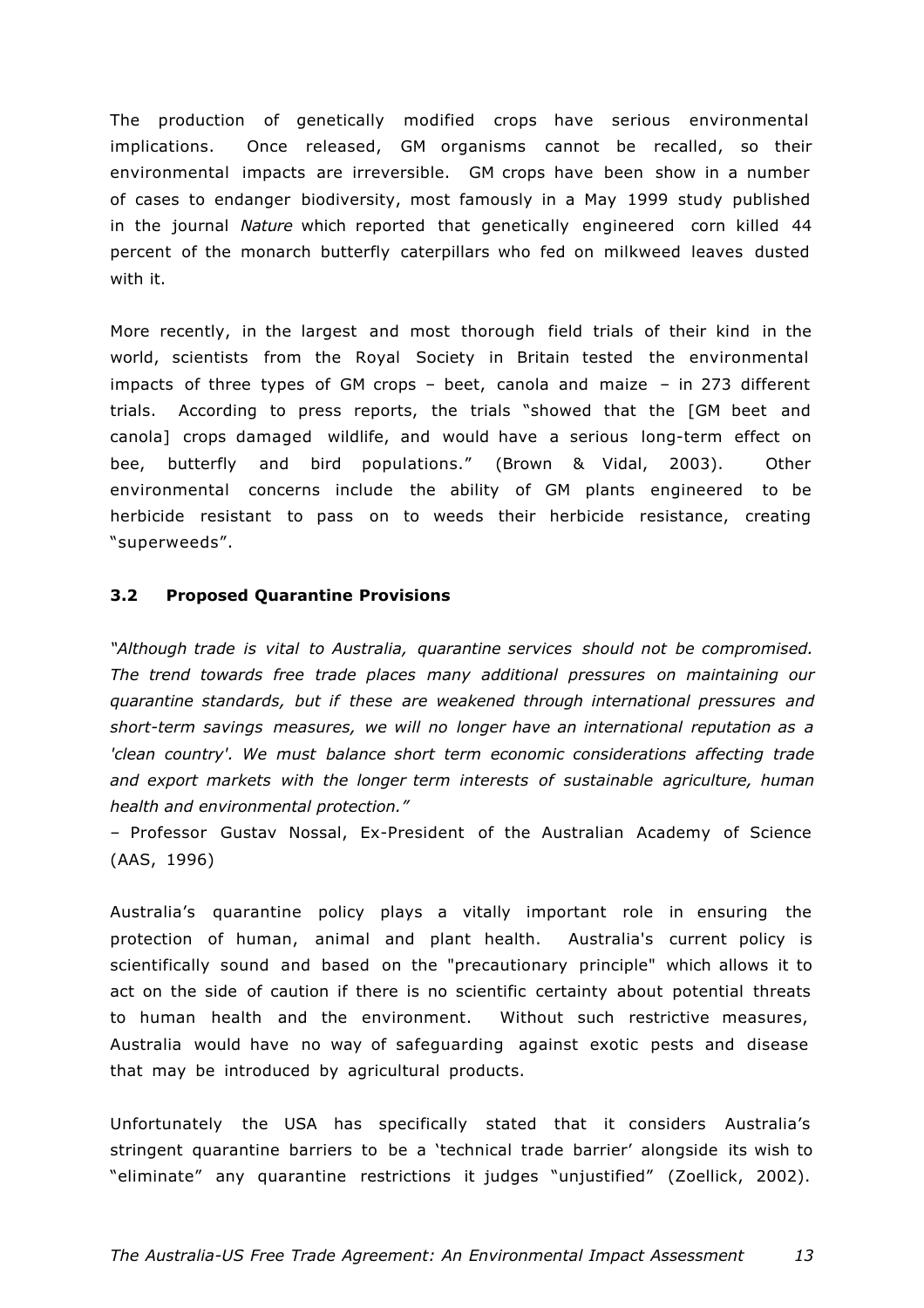The production of genetically modified crops have serious environmental implications. Once released, GM organisms cannot be recalled, so their environmental impacts are irreversible. GM crops have been show in a number of cases to endanger biodiversity, most famously in a May 1999 study published in the journal *Nature* which reported that genetically engineered corn killed 44 percent of the monarch butterfly caterpillars who fed on milkweed leaves dusted with it.

More recently, in the largest and most thorough field trials of their kind in the world, scientists from the Royal Society in Britain tested the environmental impacts of three types of GM crops – beet, canola and maize – in 273 different trials. According to press reports, the trials "showed that the [GM beet and canola] crops damaged wildlife, and would have a serious long-term effect on bee, butterfly and bird populations." (Brown & Vidal, 2003). Other environmental concerns include the ability of GM plants engineered to be herbicide resistant to pass on to weeds their herbicide resistance, creating "superweeds".

### 3.2 Proposed Quarantine Provisions

*"Although trade is vital to Australia, quarantine services should not be compromised. The trend towards free trade places many additional pressures on maintaining our quarantine standards, but if these are weakened through international pressures and short-term savings measures, we will no longer have an international reputation as a 'clean country'. We must balance short term economic considerations affecting trade and export markets with the longer term interests of sustainable agriculture, human health and environmental protection."*

– Professor Gustav Nossal, Ex-President of the Australian Academy of Science (AAS, 1996)

Australia's quarantine policy plays a vitally important role in ensuring the protection of human, animal and plant health. Australia's current policy is scientifically sound and based on the "precautionary principle" which allows it to act on the side of caution if there is no scientific certainty about potential threats to human health and the environment. Without such restrictive measures, Australia would have no way of safeguarding against exotic pests and disease that may be introduced by agricultural products.

Unfortunately the USA has specifically stated that it considers Australia's stringent quarantine barriers to be a 'technical trade barrier' alongside its wish to "eliminate" any quarantine restrictions it judges "unjustified" (Zoellick, 2002).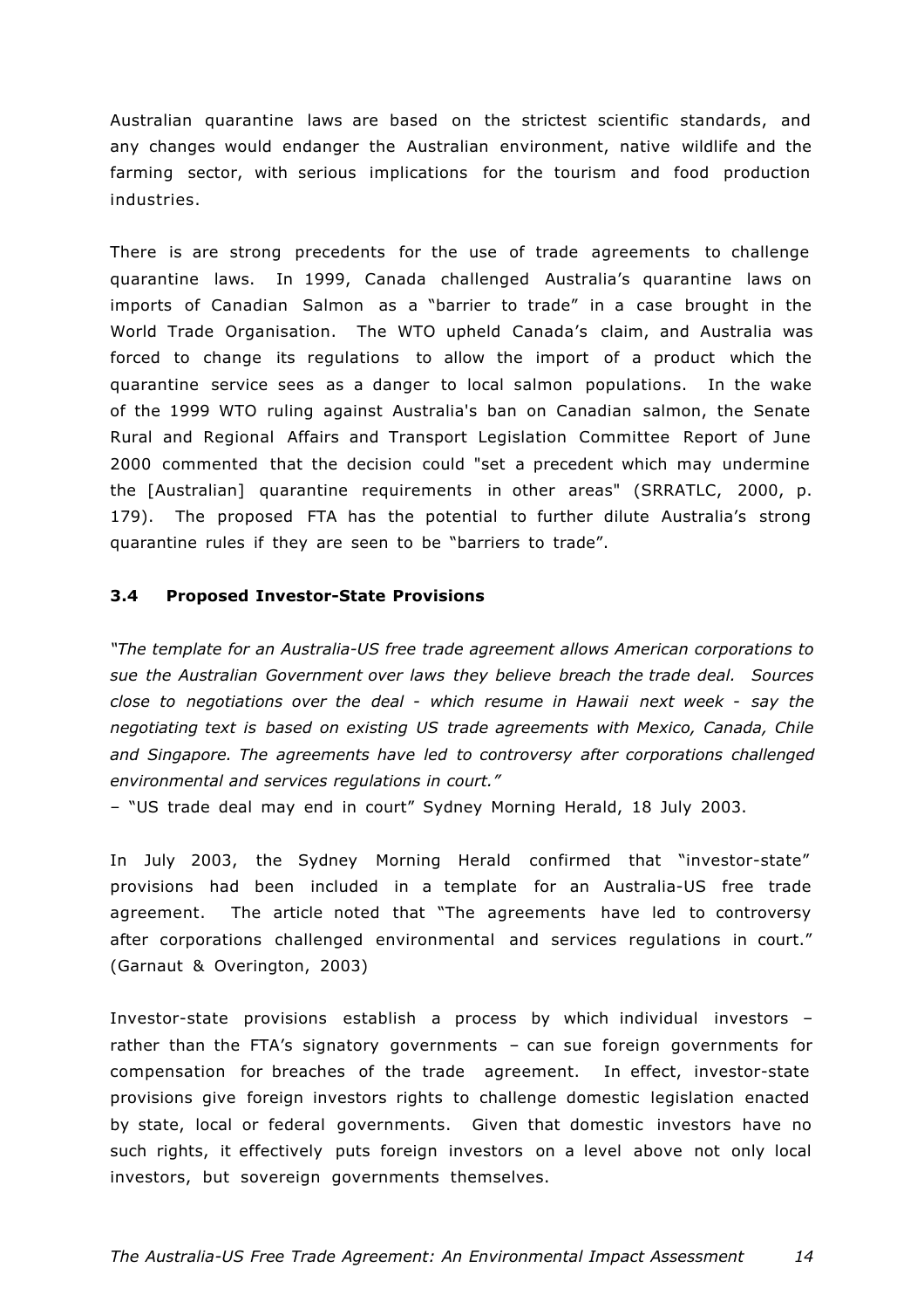Australian quarantine laws are based on the strictest scientific standards, and any changes would endanger the Australian environment, native wildlife and the farming sector, with serious implications for the tourism and food production industries.

There is are strong precedents for the use of trade agreements to challenge quarantine laws. In 1999, Canada challenged Australia's quarantine laws on imports of Canadian Salmon as a "barrier to trade" in a case brought in the World Trade Organisation. The WTO upheld Canada's claim, and Australia was forced to change its regulations to allow the import of a product which the quarantine service sees as a danger to local salmon populations. In the wake of the 1999 WTO ruling against Australia's ban on Canadian salmon, the Senate Rural and Regional Affairs and Transport Legislation Committee Report of June 2000 commented that the decision could "set a precedent which may undermine the [Australian] quarantine requirements in other areas" (SRRATLC, 2000, p. 179). The proposed FTA has the potential to further dilute Australia's strong quarantine rules if they are seen to be "barriers to trade".

### 3.4 Proposed Investor-State Provisions

*"The template for an Australia-US free trade agreement allows American corporations to sue the Australian Government over laws they believe breach the trade deal. Sources close to negotiations over the deal - which resume in Hawaii next week - say the negotiating text is based on existing US trade agreements with Mexico, Canada, Chile and Singapore. The agreements have led to controversy after corporations challenged environmental and services regulations in court."*

– "US trade deal may end in court" Sydney Morning Herald, 18 July 2003.

In July 2003, the Sydney Morning Herald confirmed that "investor-state" provisions had been included in a template for an Australia-US free trade agreement. The article noted that "The agreements have led to controversy after corporations challenged environmental and services regulations in court." (Garnaut & Overington, 2003)

Investor-state provisions establish a process by which individual investors – rather than the FTA's signatory governments – can sue foreign governments for compensation for breaches of the trade agreement. In effect, investor-state provisions give foreign investors rights to challenge domestic legislation enacted by state, local or federal governments. Given that domestic investors have no such rights, it effectively puts foreign investors on a level above not only local investors, but sovereign governments themselves.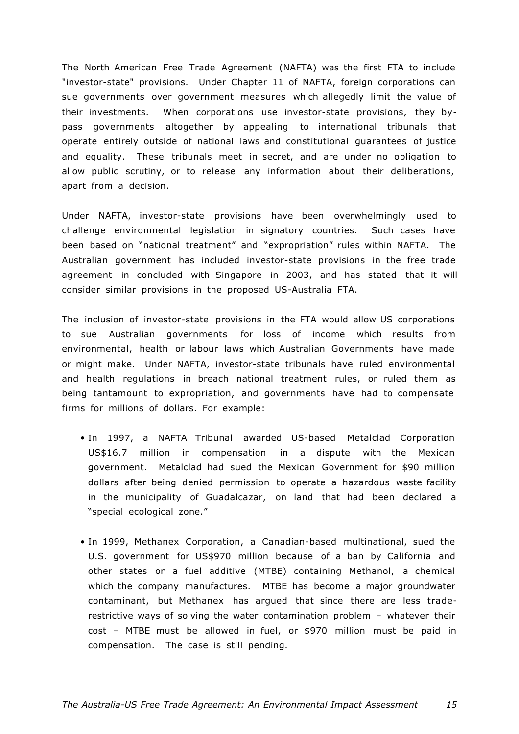The North American Free Trade Agreement (NAFTA) was the first FTA to include "investor-state" provisions. Under Chapter 11 of NAFTA, foreign corporations can sue governments over government measures which allegedly limit the value of their investments. When corporations use investor-state provisions, they by-pass governments altogether by appealing to international tribunals that operate entirely outside of national laws and constitutional guarantees of justice and equality. These tribunals meet in secret, and are under no obligation to allow public scrutiny, or to release any information about their deliberations, apart from a decision.

Under NAFTA, investor-state provisions have been overwhelmingly used to challenge environmental legislation in signatory countries. Such cases have been based on "national treatment" and "expropriation" rules within NAFTA. The Australian government has included investor-state provisions in the free trade agreement in concluded with Singapore in 2003, and has stated that it will consider similar provisions in the proposed US-Australia FTA.

The inclusion of investor-state provisions in the FTA would allow US corporations to sue Australian governments for loss of income which results from environmental, health or labour laws which Australian Governments have made or might make. Under NAFTA, investor-state tribunals have ruled environmental and health regulations in breach national treatment rules, or ruled them as being tantamount to expropriation, and governments have had to compensate firms for millions of dollars. For example:

- In 1997, a NAFTA Tribunal awarded US-based Metalclad Corporation US$16.7 million in compensation in a dispute with the Mexican government. Metalclad had sued the Mexican Government for $90 million dollars after being denied permission to operate a hazardous waste facility in the municipality of Guadalcazar, on land that had been declared a "special ecological zone."

- In 1999, Methanex Corporation, a Canadian-based multinational, sued the U.S. government for US$970 million because of a ban by California and other states on a fuel additive (MTBE) containing Methanol, a chemical which the company manufactures. MTBE has become a major groundwater contaminant, but Methanex has argued that since there are less trade-restrictive ways of solving the water contamination problem – whatever their cost – MTBE must be allowed in fuel, or $970 million must be paid in compensation. The case is still pending.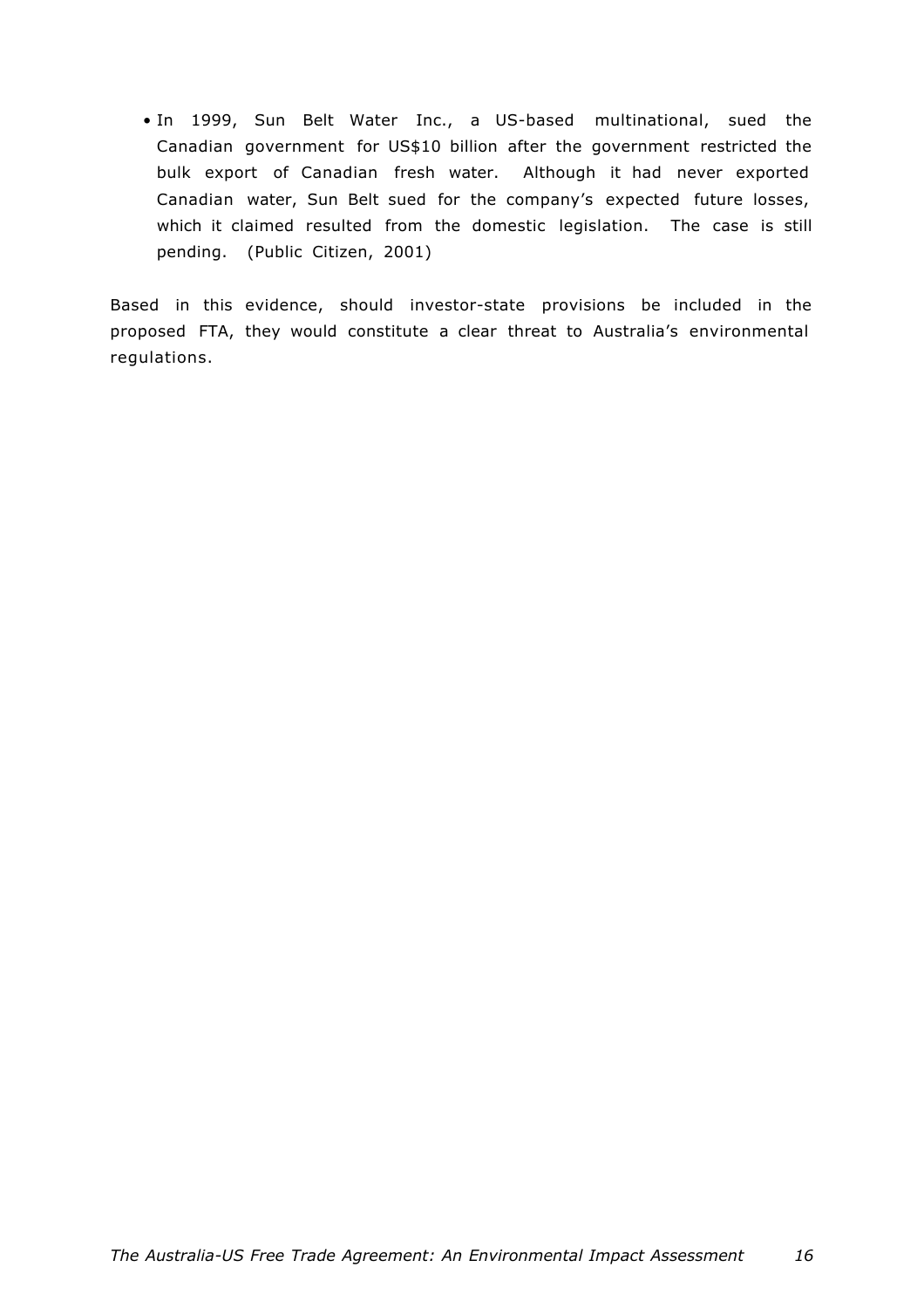- In 1999, Sun Belt Water Inc., a US-based multinational, sued the Canadian government for US$10 billion after the government restricted the bulk export of Canadian fresh water. Although it had never exported Canadian water, Sun Belt sued for the company's expected future losses, which it claimed resulted from the domestic legislation. The case is still pending. (Public Citizen, 2001)

Based in this evidence, should investor-state provisions be included in the proposed FTA, they would constitute a clear threat to Australia's environmental regulations.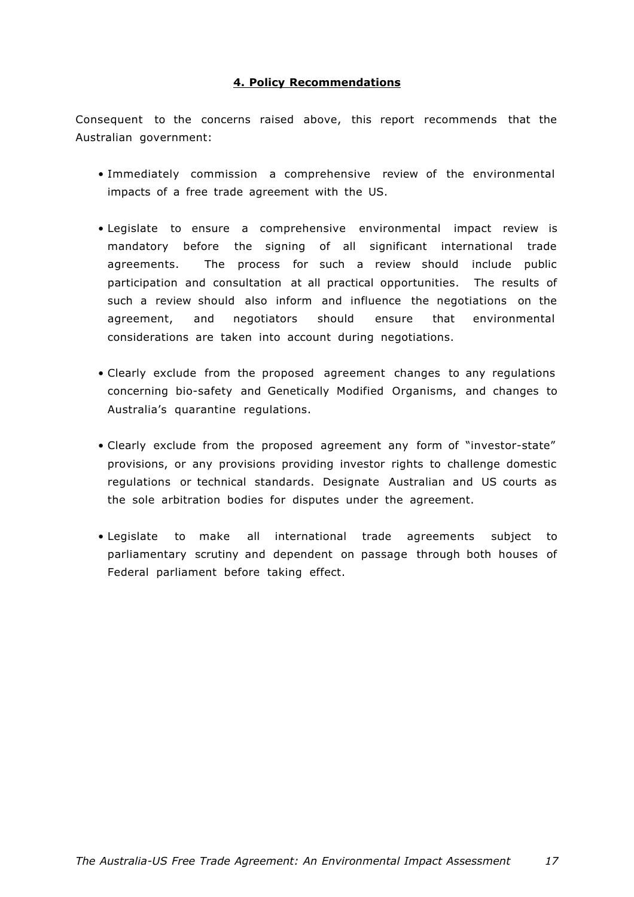## 4. Policy Recommendations

Consequent to the concerns raised above, this report recommends that the Australian government:

- Immediately commission a comprehensive review of the environmental impacts of a free trade agreement with the US.
- Legislate to ensure a comprehensive environmental impact review is mandatory before the signing of all significant international trade agreements. The process for such a review should include public participation and consultation at all practical opportunities. The results of such a review should also inform and influence the negotiations on the agreement, and negotiators should ensure that environmental considerations are taken into account during negotiations.
- Clearly exclude from the proposed agreement changes to any regulations concerning bio-safety and Genetically Modified Organisms, and changes to Australia's quarantine regulations.
- Clearly exclude from the proposed agreement any form of "investor-state" provisions, or any provisions providing investor rights to challenge domestic regulations or technical standards. Designate Australian and US courts as the sole arbitration bodies for disputes under the agreement.
- Legislate to make all international trade agreements subject to parliamentary scrutiny and dependent on passage through both houses of Federal parliament before taking effect.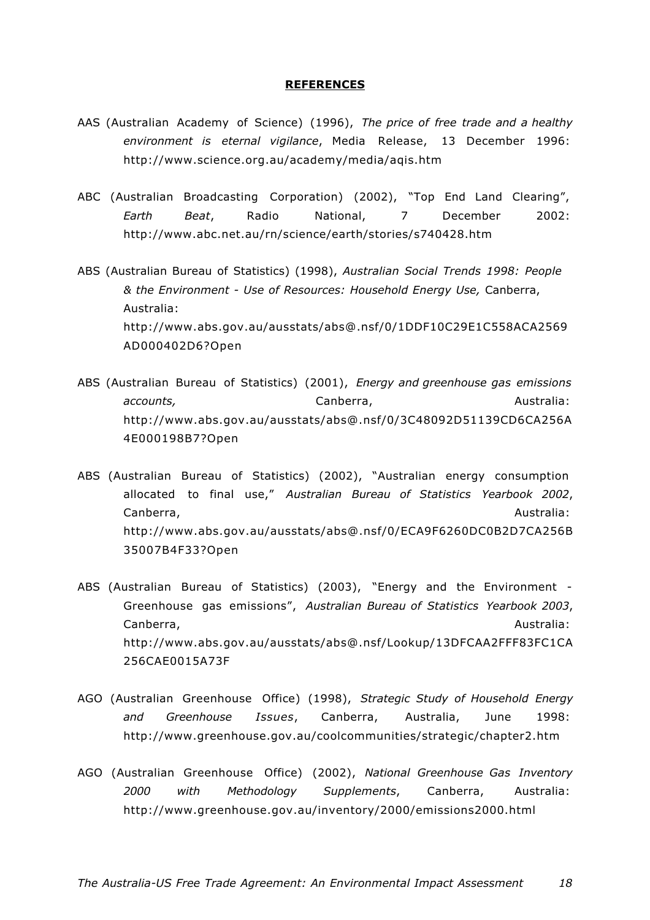## REFERENCES

AAS (Australian Academy of Science) (1996), *The price of free trade and a healthy environment is eternal vigilance*, Media Release, 13 December 1996: http://www.science.org.au/academy/media/aqis.htm

ABC (Australian Broadcasting Corporation) (2002), "Top End Land Clearing", *Earth Beat*, Radio National, 7 December 2002: http://www.abc.net.au/rn/science/earth/stories/s740428.htm

ABS (Australian Bureau of Statistics) (1998), *Australian Social Trends 1998: People & the Environment - Use of Resources: Household Energy Use,* Canberra, Australia: http://www.abs.gov.au/ausstats/abs@.nsf/0/1DDF10C29E1C558ACA2569AD000402D6?Open

ABS (Australian Bureau of Statistics) (2001), *Energy and greenhouse gas emissions accounts,* Canberra, Australia: http://www.abs.gov.au/ausstats/abs@.nsf/0/3C48092D51139CD6CA256A4E000198B7?Open

ABS (Australian Bureau of Statistics) (2002), "Australian energy consumption allocated to final use," *Australian Bureau of Statistics Yearbook 2002*, Canberra, Australia: http://www.abs.gov.au/ausstats/abs@.nsf/0/ECA9F6260DC0B2D7CA256B35007B4F33?Open

ABS (Australian Bureau of Statistics) (2003), "Energy and the Environment - Greenhouse gas emissions", *Australian Bureau of Statistics Yearbook 2003*, Canberra, Australia: http://www.abs.gov.au/ausstats/abs@.nsf/Lookup/13DFCAA2FFF83FC1CA256CAE0015A73F

AGO (Australian Greenhouse Office) (1998), *Strategic Study of Household Energy and Greenhouse Issues*, Canberra, Australia, June 1998: http://www.greenhouse.gov.au/coolcommunities/strategic/chapter2.htm

AGO (Australian Greenhouse Office) (2002), *National Greenhouse Gas Inventory 2000 with Methodology Supplements*, Canberra, Australia: http://www.greenhouse.gov.au/inventory/2000/emissions2000.html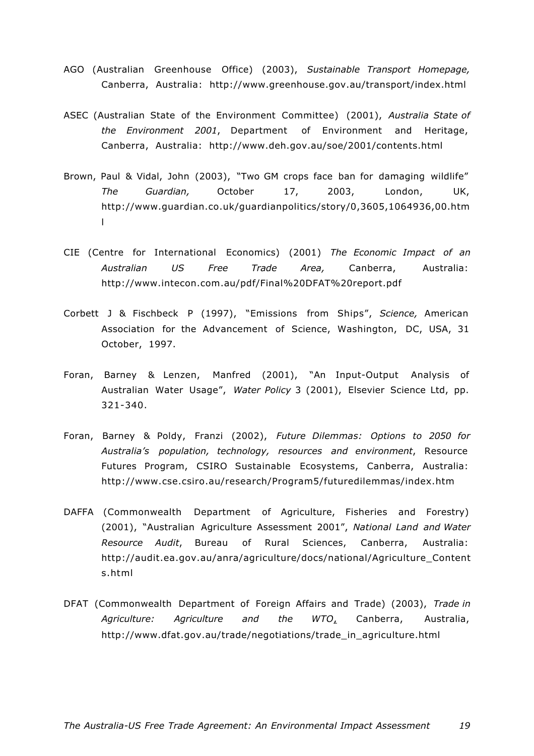AGO (Australian Greenhouse Office) (2003), *Sustainable Transport Homepage,* Canberra, Australia: http://www.greenhouse.gov.au/transport/index.html

ASEC (Australian State of the Environment Committee) (2001), *Australia State of the Environment 2001*, Department of Environment and Heritage, Canberra, Australia: http://www.deh.gov.au/soe/2001/contents.html

Brown, Paul & Vidal, John (2003), "Two GM crops face ban for damaging wildlife" *The Guardian,* October 17, 2003, London, UK, http://www.guardian.co.uk/guardianpolitics/story/0,3605,1064936,00.html

CIE (Centre for International Economics) (2001) *The Economic Impact of an Australian US Free Trade Area,* Canberra, Australia: http://www.intecon.com.au/pdf/Final%20DFAT%20report.pdf

Corbett J & Fischbeck P (1997), "Emissions from Ships", *Science,* American Association for the Advancement of Science, Washington, DC, USA, 31 October, 1997.

Foran, Barney & Lenzen, Manfred (2001), "An Input-Output Analysis of Australian Water Usage", *Water Policy* 3 (2001), Elsevier Science Ltd, pp. 321-340.

Foran, Barney & Poldy, Franzi (2002), *Future Dilemmas: Options to 2050 for Australia's population, technology, resources and environment*, Resource Futures Program, CSIRO Sustainable Ecosystems, Canberra, Australia: http://www.cse.csiro.au/research/Program5/futuredilemmas/index.htm

DAFFA (Commonwealth Department of Agriculture, Fisheries and Forestry) (2001), "Australian Agriculture Assessment 2001", *National Land and Water Resource Audit*, Bureau of Rural Sciences, Canberra, Australia: http://audit.ea.gov.au/anra/agriculture/docs/national/Agriculture_Contents.html

DFAT (Commonwealth Department of Foreign Affairs and Trade) (2003), *Trade in Agriculture: Agriculture and the WTO,* Canberra, Australia, http://www.dfat.gov.au/trade/negotiations/trade_in_agriculture.html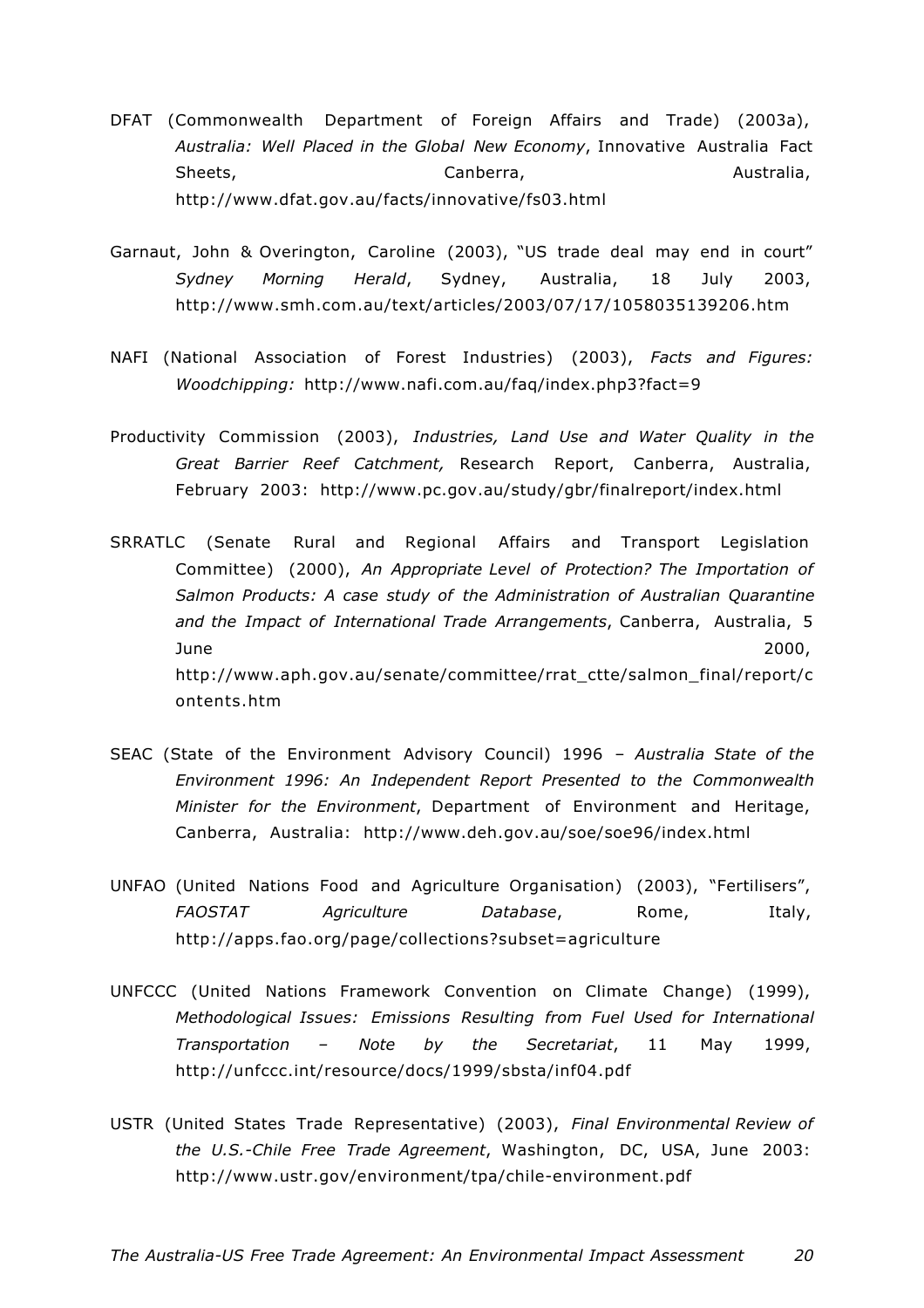DFAT (Commonwealth Department of Foreign Affairs and Trade) (2003a), *Australia: Well Placed in the Global New Economy*, Innovative Australia Fact Sheets, Canberra, Australia, http://www.dfat.gov.au/facts/innovative/fs03.html

Garnaut, John & Overington, Caroline (2003), "US trade deal may end in court" *Sydney Morning Herald*, Sydney, Australia, 18 July 2003, http://www.smh.com.au/text/articles/2003/07/17/1058035139206.htm

NAFI (National Association of Forest Industries) (2003), *Facts and Figures: Woodchipping:* http://www.nafi.com.au/faq/index.php3?fact=9

Productivity Commission (2003), *Industries, Land Use and Water Quality in the Great Barrier Reef Catchment,* Research Report, Canberra, Australia, February 2003: http://www.pc.gov.au/study/gbr/finalreport/index.html

SRRATLC (Senate Rural and Regional Affairs and Transport Legislation Committee) (2000), *An Appropriate Level of Protection? The Importation of Salmon Products: A case study of the Administration of Australian Quarantine and the Impact of International Trade Arrangements*, Canberra, Australia, 5 June 2000, http://www.aph.gov.au/senate/committee/rrat_ctte/salmon_final/report/contents.htm

SEAC (State of the Environment Advisory Council) 1996 – *Australia State of the Environment 1996: An Independent Report Presented to the Commonwealth Minister for the Environment*, Department of Environment and Heritage, Canberra, Australia: http://www.deh.gov.au/soe/soe96/index.html

UNFAO (United Nations Food and Agriculture Organisation) (2003), "Fertilisers", *FAOSTAT Agriculture Database*, Rome, Italy, http://apps.fao.org/page/collections?subset=agriculture

UNFCCC (United Nations Framework Convention on Climate Change) (1999), *Methodological Issues: Emissions Resulting from Fuel Used for International Transportation – Note by the Secretariat*, 11 May 1999, http://unfccc.int/resource/docs/1999/sbsta/inf04.pdf

USTR (United States Trade Representative) (2003), *Final Environmental Review of the U.S.-Chile Free Trade Agreement*, Washington, DC, USA, June 2003: http://www.ustr.gov/environment/tpa/chile-environment.pdf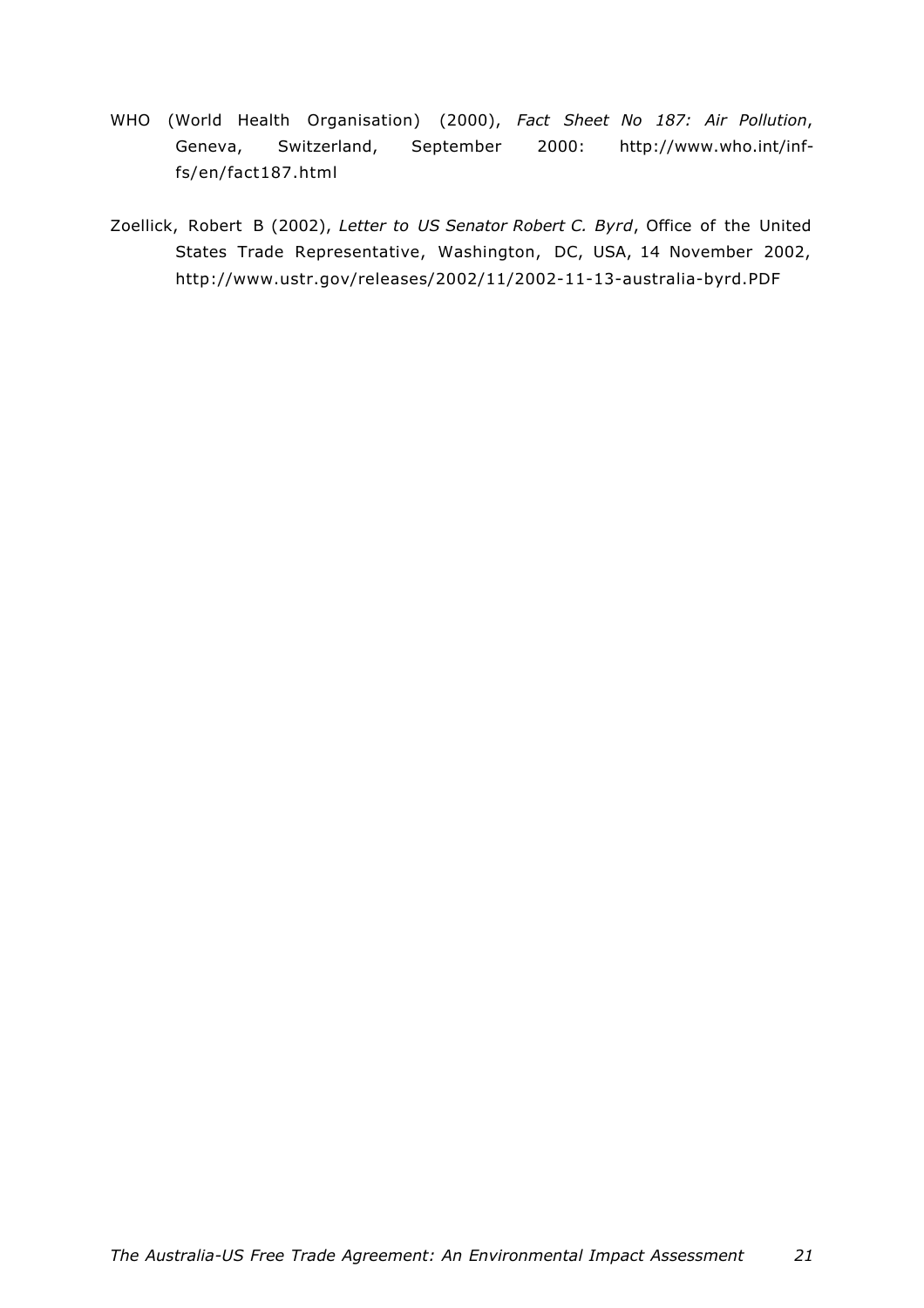WHO (World Health Organisation) (2000), *Fact Sheet No 187: Air Pollution*, Geneva, Switzerland, September 2000: http://www.who.int/inf-fs/en/fact187.html

Zoellick, Robert B (2002), *Letter to US Senator Robert C. Byrd*, Office of the United States Trade Representative, Washington, DC, USA, 14 November 2002, http://www.ustr.gov/releases/2002/11/2002-11-13-australia-byrd.PDF